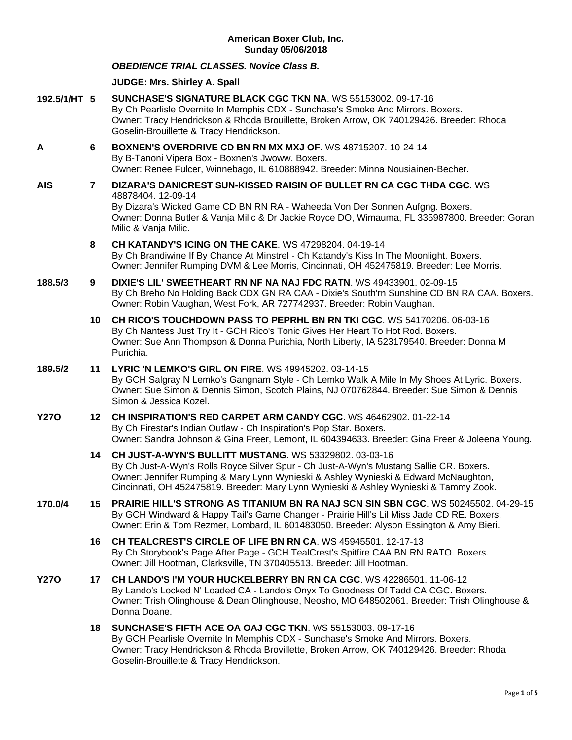**American Boxer Club, Inc.**
**Sunday 05/06/2018**

***OBEDIENCE TRIAL CLASSES. Novice Class B.***

**JUDGE: Mrs. Shirley A. Spall**

**192.5/1/HT 5** **SUNCHASE'S SIGNATURE BLACK CGC TKN NA**. WS 55153002. 09-17-16
By Ch Pearlisle Overnite In Memphis CDX - Sunchase's Smoke And Mirrors. Boxers.
Owner: Tracy Hendrickson & Rhoda Brouillette, Broken Arrow, OK 740129426. Breeder: Rhoda Goselin-Brouillette & Tracy Hendrickson.

**A 6** **BOXNEN'S OVERDRIVE CD BN RN MX MXJ OF**. WS 48715207. 10-24-14
By B-Tanoni Vipera Box - Boxnen's Jwoww. Boxers.
Owner: Renee Fulcer, Winnebago, IL 610888942. Breeder: Minna Nousiainen-Becher.

**AIS 7** **DIZARA'S DANICREST SUN-KISSED RAISIN OF BULLET RN CA CGC THDA CGC**. WS 48878404. 12-09-14
By Dizara's Wicked Game CD BN RN RA - Waheeda Von Der Sonnen Aufgng. Boxers.
Owner: Donna Butler & Vanja Milic & Dr Jackie Royce DO, Wimauma, FL 335987800. Breeder: Goran Milic & Vanja Milic.

**8** **CH KATANDY'S ICING ON THE CAKE**. WS 47298204. 04-19-14
By Ch Brandiwine If By Chance At Minstrel - Ch Katandy's Kiss In The Moonlight. Boxers.
Owner: Jennifer Rumping DVM & Lee Morris, Cincinnati, OH 452475819. Breeder: Lee Morris.

**188.5/3 9** **DIXIE'S LIL' SWEETHEART RN NF NA NAJ FDC RATN**. WS 49433901. 02-09-15
By Ch Breho No Holding Back CDX GN RA CAA - Dixie's South'rn Sunshine CD BN RA CAA. Boxers.
Owner: Robin Vaughan, West Fork, AR 727742937. Breeder: Robin Vaughan.

**10** **CH RICO'S TOUCHDOWN PASS TO PEPRHL BN RN TKI CGC**. WS 54170206. 06-03-16
By Ch Nantess Just Try It - GCH Rico's Tonic Gives Her Heart To Hot Rod. Boxers.
Owner: Sue Ann Thompson & Donna Purichia, North Liberty, IA 523179540. Breeder: Donna M Purichia.

**189.5/2 11** **LYRIC 'N LEMKO'S GIRL ON FIRE**. WS 49945202. 03-14-15
By GCH Salgray N Lemko's Gangnam Style - Ch Lemko Walk A Mile In My Shoes At Lyric. Boxers.
Owner: Sue Simon & Dennis Simon, Scotch Plains, NJ 070762844. Breeder: Sue Simon & Dennis Simon & Jessica Kozel.

**Y27O 12** **CH INSPIRATION'S RED CARPET ARM CANDY CGC**. WS 46462902. 01-22-14
By Ch Firestar's Indian Outlaw - Ch Inspiration's Pop Star. Boxers.
Owner: Sandra Johnson & Gina Freer, Lemont, IL 604394633. Breeder: Gina Freer & Joleena Young.

**14** **CH JUST-A-WYN'S BULLITT MUSTANG**. WS 53329802. 03-03-16
By Ch Just-A-Wyn's Rolls Royce Silver Spur - Ch Just-A-Wyn's Mustang Sallie CR. Boxers.
Owner: Jennifer Rumping & Mary Lynn Wynieski & Ashley Wynieski & Edward McNaughton, Cincinnati, OH 452475819. Breeder: Mary Lynn Wynieski & Ashley Wynieski & Tammy Zook.

**170.0/4 15** **PRAIRIE HILL'S STRONG AS TITANIUM BN RA NAJ SCN SIN SBN CGC**. WS 50245502. 04-29-15
By GCH Windward & Happy Tail's Game Changer - Prairie Hill's Lil Miss Jade CD RE. Boxers.
Owner: Erin & Tom Rezmer, Lombard, IL 601483050. Breeder: Alyson Essington & Amy Bieri.

**16** **CH TEALCREST'S CIRCLE OF LIFE BN RN CA**. WS 45945501. 12-17-13
By Ch Storybook's Page After Page - GCH TealCrest's Spitfire CAA BN RN RATO. Boxers.
Owner: Jill Hootman, Clarksville, TN 370405513. Breeder: Jill Hootman.

**Y27O 17** **CH LANDO'S I'M YOUR HUCKELBERRY BN RN CA CGC**. WS 42286501. 11-06-12
By Lando's Locked N' Loaded CA - Lando's Onyx To Goodness Of Tadd CA CGC. Boxers.
Owner: Trish Olinghouse & Dean Olinghouse, Neosho, MO 648502061. Breeder: Trish Olinghouse & Donna Doane.

**18** **SUNCHASE'S FIFTH ACE OA OAJ CGC TKN**. WS 55153003. 09-17-16
By GCH Pearlisle Overnite In Memphis CDX - Sunchase's Smoke And Mirrors. Boxers.
Owner: Tracy Hendrickson & Rhoda Brovillette, Broken Arrow, OK 740129426. Breeder: Rhoda Goselin-Brouillette & Tracy Hendrickson.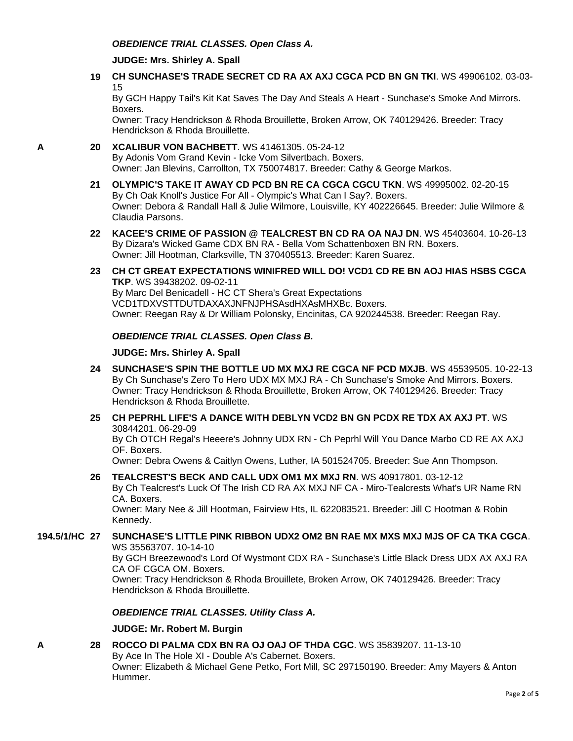### *OBEDIENCE TRIAL CLASSES. Open Class A.*

**JUDGE: Mrs. Shirley A. Spall**

**19** **CH SUNCHASE'S TRADE SECRET CD RA AX AXJ CGCA PCD BN GN TKI**. WS 49906102. 03-03-15
By GCH Happy Tail's Kit Kat Saves The Day And Steals A Heart - Sunchase's Smoke And Mirrors. Boxers.
Owner: Tracy Hendrickson & Rhoda Brouillette, Broken Arrow, OK 740129426. Breeder: Tracy Hendrickson & Rhoda Brouillette.

A **20** **XCALIBUR VON BACHBETT**. WS 41461305. 05-24-12
By Adonis Vom Grand Kevin - Icke Vom Silvertbach. Boxers.
Owner: Jan Blevins, Carrollton, TX 750074817. Breeder: Cathy & George Markos.

**21** **OLYMPIC'S TAKE IT AWAY CD PCD BN RE CA CGCA CGCU TKN**. WS 49995002. 02-20-15
By Ch Oak Knoll's Justice For All - Olympic's What Can I Say?. Boxers.
Owner: Debora & Randall Hall & Julie Wilmore, Louisville, KY 402226645. Breeder: Julie Wilmore & Claudia Parsons.

**22** **KACEE'S CRIME OF PASSION @ TEALCREST BN CD RA OA NAJ DN**. WS 45403604. 10-26-13
By Dizara's Wicked Game CDX BN RA - Bella Vom Schattenboxen BN RN. Boxers.
Owner: Jill Hootman, Clarksville, TN 370405513. Breeder: Karen Suarez.

**23** **CH CT GREAT EXPECTATIONS WINIFRED WILL DO! VCD1 CD RE BN AOJ HIAS HSBS CGCA TKP**. WS 39438202. 09-02-11
By Marc Del Benicadell - HC CT Shera's Great Expectations VCD1TDXVSTTDUTDAXAXJNFNJPHSAsdHXAsMHXBc. Boxers.
Owner: Reegan Ray & Dr William Polonsky, Encinitas, CA 920244538. Breeder: Reegan Ray.

### *OBEDIENCE TRIAL CLASSES. Open Class B.*

**JUDGE: Mrs. Shirley A. Spall**

**24** **SUNCHASE'S SPIN THE BOTTLE UD MX MXJ RE CGCA NF PCD MXJB**. WS 45539505. 10-22-13
By Ch Sunchase's Zero To Hero UDX MX MXJ RA - Ch Sunchase's Smoke And Mirrors. Boxers.
Owner: Tracy Hendrickson & Rhoda Brouillette, Broken Arrow, OK 740129426. Breeder: Tracy Hendrickson & Rhoda Brouillette.

**25** **CH PEPRHL LIFE'S A DANCE WITH DEBLYN VCD2 BN GN PCDX RE TDX AX AXJ PT**. WS 30844201. 06-29-09
By Ch OTCH Regal's Heeere's Johnny UDX RN - Ch Peprhl Will You Dance Marbo CD RE AX AXJ OF. Boxers.
Owner: Debra Owens & Caitlyn Owens, Luther, IA 501524705. Breeder: Sue Ann Thompson.

**26** **TEALCREST'S BECK AND CALL UDX OM1 MX MXJ RN**. WS 40917801. 03-12-12
By Ch Tealcrest's Luck Of The Irish CD RA AX MXJ NF CA - Miro-Tealcrests What's UR Name RN CA. Boxers.
Owner: Mary Nee & Jill Hootman, Fairview Hts, IL 622083521. Breeder: Jill C Hootman & Robin Kennedy.

194.5/1/HC **27** **SUNCHASE'S LITTLE PINK RIBBON UDX2 OM2 BN RAE MX MXS MXJ MJS OF CA TKA CGCA**. WS 35563707. 10-14-10
By GCH Breezewood's Lord Of Wystmont CDX RA - Sunchase's Little Black Dress UDX AX AXJ RA CA OF CGCA OM. Boxers.
Owner: Tracy Hendrickson & Rhoda Brouillete, Broken Arrow, OK 740129426. Breeder: Tracy Hendrickson & Rhoda Brouillette.

### *OBEDIENCE TRIAL CLASSES. Utility Class A.*

**JUDGE: Mr. Robert M. Burgin**

A **28** **ROCCO DI PALMA CDX BN RA OJ OAJ OF THDA CGC**. WS 35839207. 11-13-10
By Ace In The Hole XI - Double A's Cabernet. Boxers.
Owner: Elizabeth & Michael Gene Petko, Fort Mill, SC 297150190. Breeder: Amy Mayers & Anton Hummer.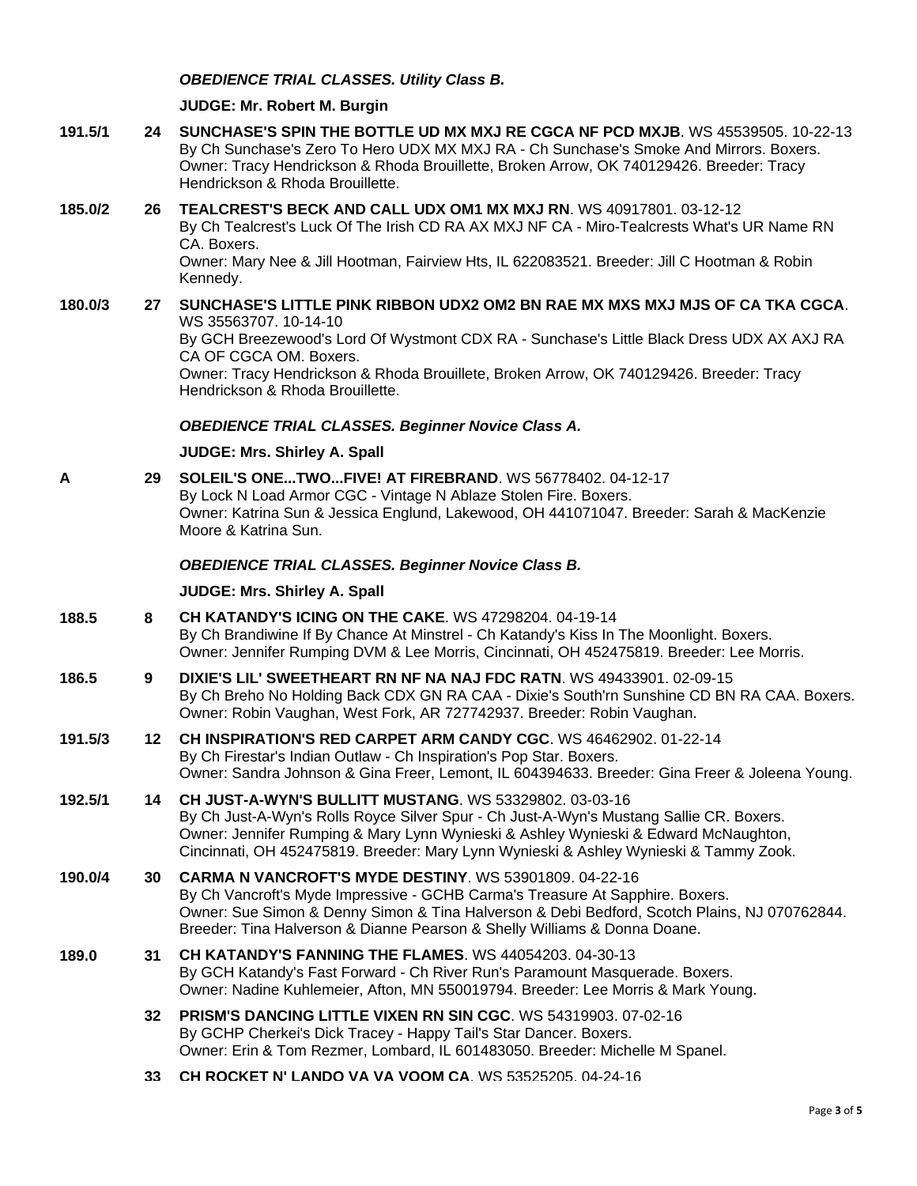***OBEDIENCE TRIAL CLASSES. Utility Class B.***

**JUDGE: Mr. Robert M. Burgin**

**191.5/1** **24** **SUNCHASE'S SPIN THE BOTTLE UD MX MXJ RE CGCA NF PCD MXJB**. WS 45539505. 10-22-13
By Ch Sunchase's Zero To Hero UDX MX MXJ RA - Ch Sunchase's Smoke And Mirrors. Boxers.
Owner: Tracy Hendrickson & Rhoda Brouillette, Broken Arrow, OK 740129426. Breeder: Tracy Hendrickson & Rhoda Brouillette.

**185.0/2** **26** **TEALCREST'S BECK AND CALL UDX OM1 MX MXJ RN**. WS 40917801. 03-12-12
By Ch Tealcrest's Luck Of The Irish CD RA AX MXJ NF CA - Miro-Tealcrests What's UR Name RN CA. Boxers.
Owner: Mary Nee & Jill Hootman, Fairview Hts, IL 622083521. Breeder: Jill C Hootman & Robin Kennedy.

**180.0/3** **27** **SUNCHASE'S LITTLE PINK RIBBON UDX2 OM2 BN RAE MX MXS MXJ MJS OF CA TKA CGCA**. WS 35563707. 10-14-10
By GCH Breezewood's Lord Of Wystmont CDX RA - Sunchase's Little Black Dress UDX AX AXJ RA CA OF CGCA OM. Boxers.
Owner: Tracy Hendrickson & Rhoda Brouillete, Broken Arrow, OK 740129426. Breeder: Tracy Hendrickson & Rhoda Brouillette.

***OBEDIENCE TRIAL CLASSES. Beginner Novice Class A.***

**JUDGE: Mrs. Shirley A. Spall**

**A** **29** **SOLEIL'S ONE...TWO...FIVE! AT FIREBRAND**. WS 56778402. 04-12-17
By Lock N Load Armor CGC - Vintage N Ablaze Stolen Fire. Boxers.
Owner: Katrina Sun & Jessica Englund, Lakewood, OH 441071047. Breeder: Sarah & MacKenzie Moore & Katrina Sun.

***OBEDIENCE TRIAL CLASSES. Beginner Novice Class B.***

**JUDGE: Mrs. Shirley A. Spall**

**188.5** **8** **CH KATANDY'S ICING ON THE CAKE**. WS 47298204. 04-19-14
By Ch Brandiwine If By Chance At Minstrel - Ch Katandy's Kiss In The Moonlight. Boxers.
Owner: Jennifer Rumping DVM & Lee Morris, Cincinnati, OH 452475819. Breeder: Lee Morris.

**186.5** **9** **DIXIE'S LIL' SWEETHEART RN NF NA NAJ FDC RATN**. WS 49433901. 02-09-15
By Ch Breho No Holding Back CDX GN RA CAA - Dixie's South'rn Sunshine CD BN RA CAA. Boxers.
Owner: Robin Vaughan, West Fork, AR 727742937. Breeder: Robin Vaughan.

**191.5/3** **12** **CH INSPIRATION'S RED CARPET ARM CANDY CGC**. WS 46462902. 01-22-14
By Ch Firestar's Indian Outlaw - Ch Inspiration's Pop Star. Boxers.
Owner: Sandra Johnson & Gina Freer, Lemont, IL 604394633. Breeder: Gina Freer & Joleena Young.

**192.5/1** **14** **CH JUST-A-WYN'S BULLITT MUSTANG**. WS 53329802. 03-03-16
By Ch Just-A-Wyn's Rolls Royce Silver Spur - Ch Just-A-Wyn's Mustang Sallie CR. Boxers.
Owner: Jennifer Rumping & Mary Lynn Wynieski & Ashley Wynieski & Edward McNaughton, Cincinnati, OH 452475819. Breeder: Mary Lynn Wynieski & Ashley Wynieski & Tammy Zook.

**190.0/4** **30** **CARMA N VANCROFT'S MYDE DESTINY**. WS 53901809. 04-22-16
By Ch Vancroft's Myde Impressive - GCHB Carma's Treasure At Sapphire. Boxers.
Owner: Sue Simon & Denny Simon & Tina Halverson & Debi Bedford, Scotch Plains, NJ 070762844. Breeder: Tina Halverson & Dianne Pearson & Shelly Williams & Donna Doane.

**189.0** **31** **CH KATANDY'S FANNING THE FLAMES**. WS 44054203. 04-30-13
By GCH Katandy's Fast Forward - Ch River Run's Paramount Masquerade. Boxers.
Owner: Nadine Kuhlemeier, Afton, MN 550019794. Breeder: Lee Morris & Mark Young.

**32** **PRISM'S DANCING LITTLE VIXEN RN SIN CGC**. WS 54319903. 07-02-16
By GCHP Cherkei's Dick Tracey - Happy Tail's Star Dancer. Boxers.
Owner: Erin & Tom Rezmer, Lombard, IL 601483050. Breeder: Michelle M Spanel.

**33** **CH ROCKET N' LANDO VA VA VOOM CA**. WS 53525205. 04-24-16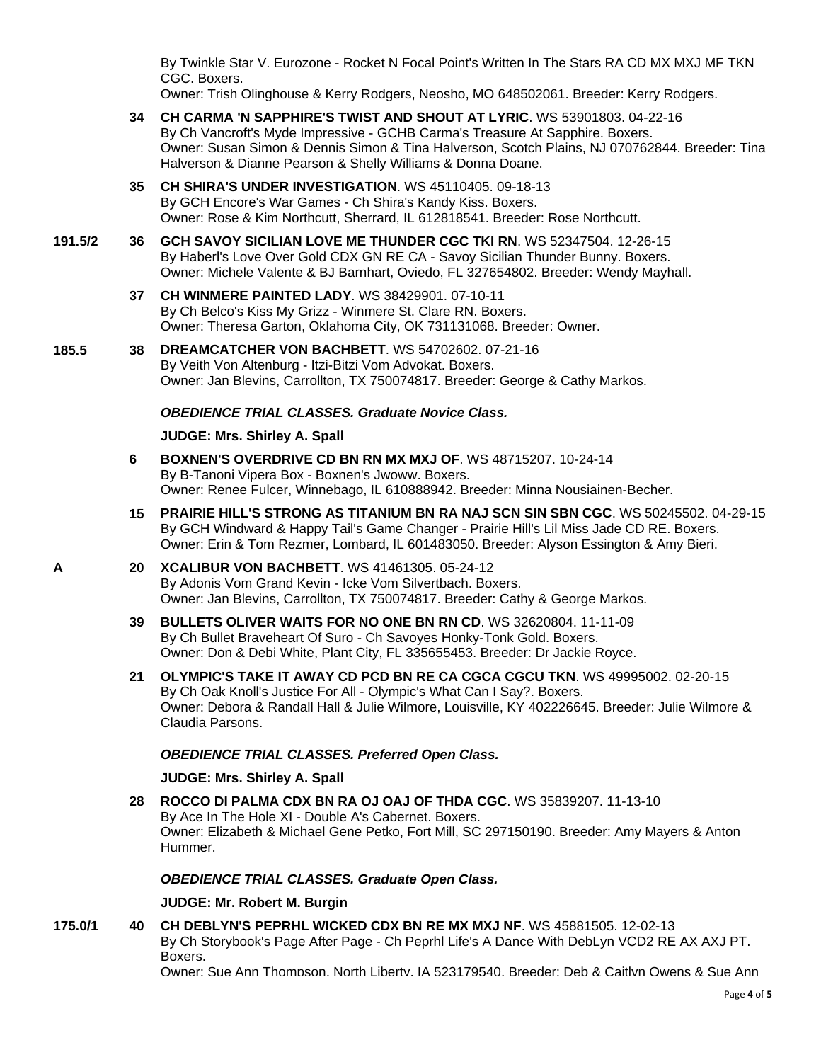By Twinkle Star V. Eurozone - Rocket N Focal Point's Written In The Stars RA CD MX MXJ MF TKN CGC. Boxers.
Owner: Trish Olinghouse & Kerry Rodgers, Neosho, MO 648502061. Breeder: Kerry Rodgers.

**34** **CH CARMA 'N SAPPHIRE'S TWIST AND SHOUT AT LYRIC**. WS 53901803. 04-22-16
By Ch Vancroft's Myde Impressive - GCHB Carma's Treasure At Sapphire. Boxers.
Owner: Susan Simon & Dennis Simon & Tina Halverson, Scotch Plains, NJ 070762844. Breeder: Tina Halverson & Dianne Pearson & Shelly Williams & Donna Doane.

**35** **CH SHIRA'S UNDER INVESTIGATION**. WS 45110405. 09-18-13
By GCH Encore's War Games - Ch Shira's Kandy Kiss. Boxers.
Owner: Rose & Kim Northcutt, Sherrard, IL 612818541. Breeder: Rose Northcutt.

**191.5/2** **36** **GCH SAVOY SICILIAN LOVE ME THUNDER CGC TKI RN**. WS 52347504. 12-26-15
By Haberl's Love Over Gold CDX GN RE CA - Savoy Sicilian Thunder Bunny. Boxers.
Owner: Michele Valente & BJ Barnhart, Oviedo, FL 327654802. Breeder: Wendy Mayhall.

**37** **CH WINMERE PAINTED LADY**. WS 38429901. 07-10-11
By Ch Belco's Kiss My Grizz - Winmere St. Clare RN. Boxers.
Owner: Theresa Garton, Oklahoma City, OK 731131068. Breeder: Owner.

**185.5** **38** **DREAMCATCHER VON BACHBETT**. WS 54702602. 07-21-16
By Veith Von Altenburg - Itzi-Bitzi Vom Advokat. Boxers.
Owner: Jan Blevins, Carrollton, TX 750074817. Breeder: George & Cathy Markos.

***OBEDIENCE TRIAL CLASSES. Graduate Novice Class.***

**JUDGE: Mrs. Shirley A. Spall**

**6** **BOXNEN'S OVERDRIVE CD BN RN MX MXJ OF**. WS 48715207. 10-24-14
By B-Tanoni Vipera Box - Boxnen's Jwoww. Boxers.
Owner: Renee Fulcer, Winnebago, IL 610888942. Breeder: Minna Nousiainen-Becher.

**15** **PRAIRIE HILL'S STRONG AS TITANIUM BN RA NAJ SCN SIN SBN CGC**. WS 50245502. 04-29-15
By GCH Windward & Happy Tail's Game Changer - Prairie Hill's Lil Miss Jade CD RE. Boxers.
Owner: Erin & Tom Rezmer, Lombard, IL 601483050. Breeder: Alyson Essington & Amy Bieri.

**A** **20** **XCALIBUR VON BACHBETT**. WS 41461305. 05-24-12
By Adonis Vom Grand Kevin - Icke Vom Silvertbach. Boxers.
Owner: Jan Blevins, Carrollton, TX 750074817. Breeder: Cathy & George Markos.

**39** **BULLETS OLIVER WAITS FOR NO ONE BN RN CD**. WS 32620804. 11-11-09
By Ch Bullet Braveheart Of Suro - Ch Savoyes Honky-Tonk Gold. Boxers.
Owner: Don & Debi White, Plant City, FL 335655453. Breeder: Dr Jackie Royce.

**21** **OLYMPIC'S TAKE IT AWAY CD PCD BN RE CA CGCA CGCU TKN**. WS 49995002. 02-20-15
By Ch Oak Knoll's Justice For All - Olympic's What Can I Say?. Boxers.
Owner: Debora & Randall Hall & Julie Wilmore, Louisville, KY 402226645. Breeder: Julie Wilmore & Claudia Parsons.

***OBEDIENCE TRIAL CLASSES. Preferred Open Class.***

**JUDGE: Mrs. Shirley A. Spall**

**28** **ROCCO DI PALMA CDX BN RA OJ OAJ OF THDA CGC**. WS 35839207. 11-13-10
By Ace In The Hole XI - Double A's Cabernet. Boxers.
Owner: Elizabeth & Michael Gene Petko, Fort Mill, SC 297150190. Breeder: Amy Mayers & Anton Hummer.

***OBEDIENCE TRIAL CLASSES. Graduate Open Class.***

**JUDGE: Mr. Robert M. Burgin**

**175.0/1** **40** **CH DEBLYN'S PEPRHL WICKED CDX BN RE MX MXJ NF**. WS 45881505. 12-02-13
By Ch Storybook's Page After Page - Ch Peprhl Life's A Dance With DebLyn VCD2 RE AX AXJ PT. Boxers.
Owner: Sue Ann Thompson, North Liberty, IA 523179540. Breeder: Deb & Caitlyn Owens & Sue Ann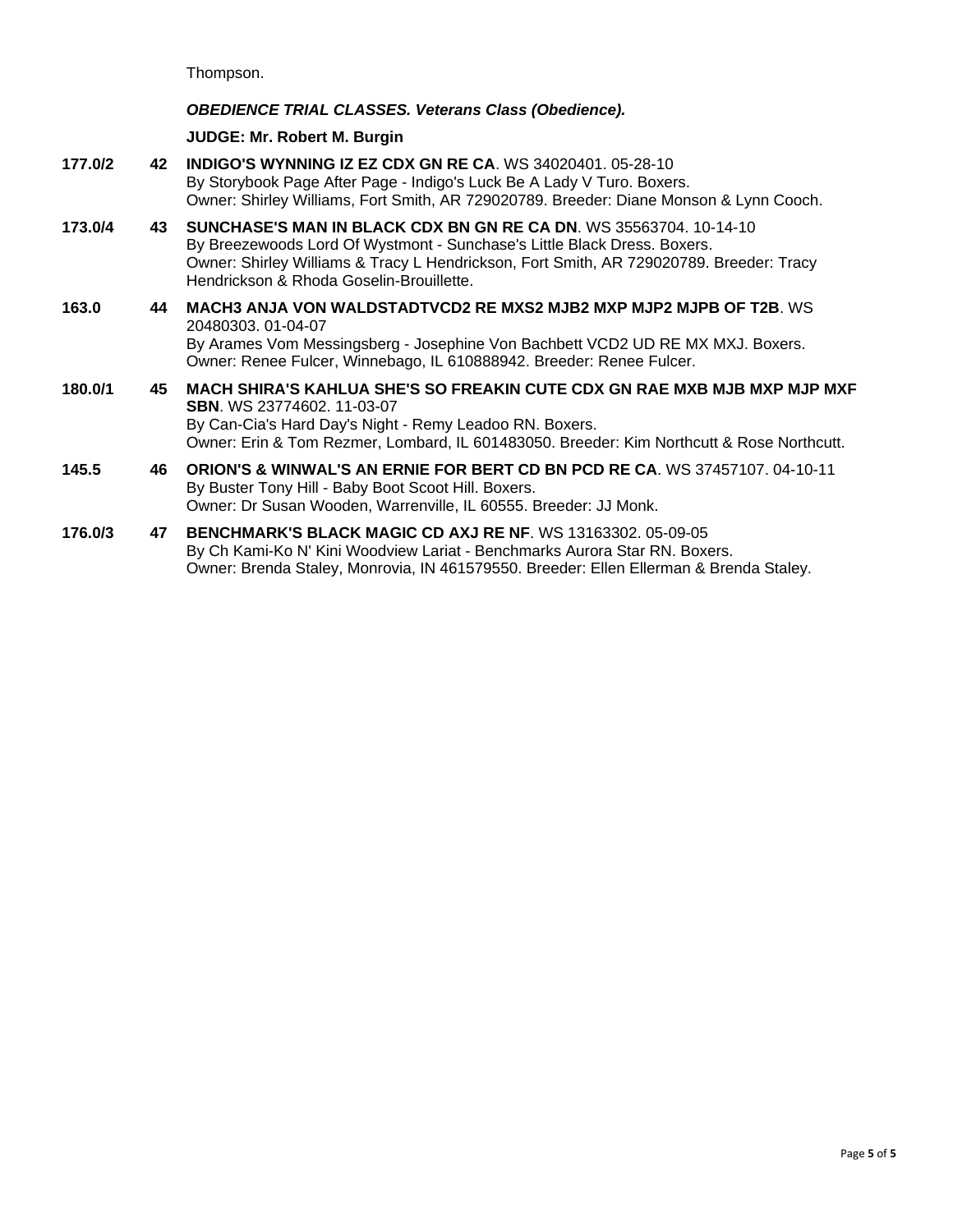Thompson.

***OBEDIENCE TRIAL CLASSES. Veterans Class (Obedience).***

**JUDGE: Mr. Robert M. Burgin**

**177.0/2** **42** **INDIGO'S WYNNING IZ EZ CDX GN RE CA**. WS 34020401. 05-28-10
By Storybook Page After Page - Indigo's Luck Be A Lady V Turo. Boxers.
Owner: Shirley Williams, Fort Smith, AR 729020789. Breeder: Diane Monson & Lynn Cooch.

**173.0/4** **43** **SUNCHASE'S MAN IN BLACK CDX BN GN RE CA DN**. WS 35563704. 10-14-10
By Breezewoods Lord Of Wystmont - Sunchase's Little Black Dress. Boxers.
Owner: Shirley Williams & Tracy L Hendrickson, Fort Smith, AR 729020789. Breeder: Tracy Hendrickson & Rhoda Goselin-Brouillette.

**163.0** **44** **MACH3 ANJA VON WALDSTADTVCD2 RE MXS2 MJB2 MXP MJP2 MJPB OF T2B**. WS 20480303. 01-04-07
By Arames Vom Messingsberg - Josephine Von Bachbett VCD2 UD RE MX MXJ. Boxers.
Owner: Renee Fulcer, Winnebago, IL 610888942. Breeder: Renee Fulcer.

**180.0/1** **45** **MACH SHIRA'S KAHLUA SHE'S SO FREAKIN CUTE CDX GN RAE MXB MJB MXP MJP MXF SBN**. WS 23774602. 11-03-07
By Can-Cia's Hard Day's Night - Remy Leadoo RN. Boxers.
Owner: Erin & Tom Rezmer, Lombard, IL 601483050. Breeder: Kim Northcutt & Rose Northcutt.

**145.5** **46** **ORION'S & WINWAL'S AN ERNIE FOR BERT CD BN PCD RE CA**. WS 37457107. 04-10-11
By Buster Tony Hill - Baby Boot Scoot Hill. Boxers.
Owner: Dr Susan Wooden, Warrenville, IL 60555. Breeder: JJ Monk.

**176.0/3** **47** **BENCHMARK'S BLACK MAGIC CD AXJ RE NF**. WS 13163302. 05-09-05
By Ch Kami-Ko N' Kini Woodview Lariat - Benchmarks Aurora Star RN. Boxers.
Owner: Brenda Staley, Monrovia, IN 461579550. Breeder: Ellen Ellerman & Brenda Staley.